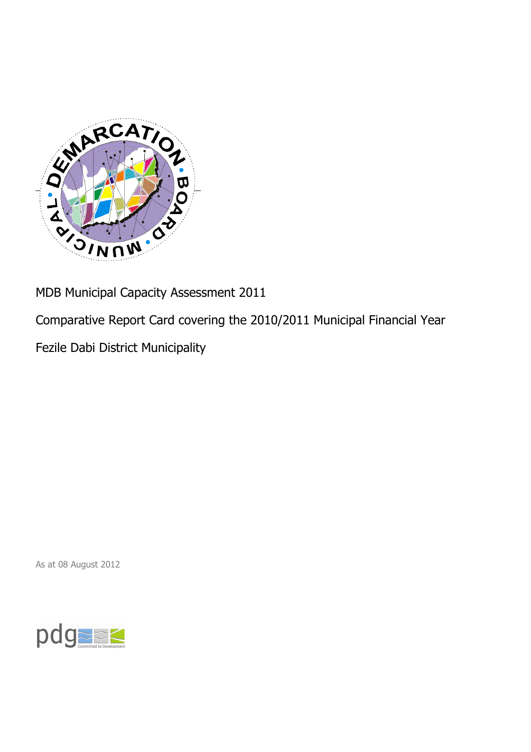MDB Municipal Capacity Assessment 2011

Comparative Report Card covering the 2010/2011 Municipal Financial Year

Fezile Dabi District Municipality

As at 08 August 2012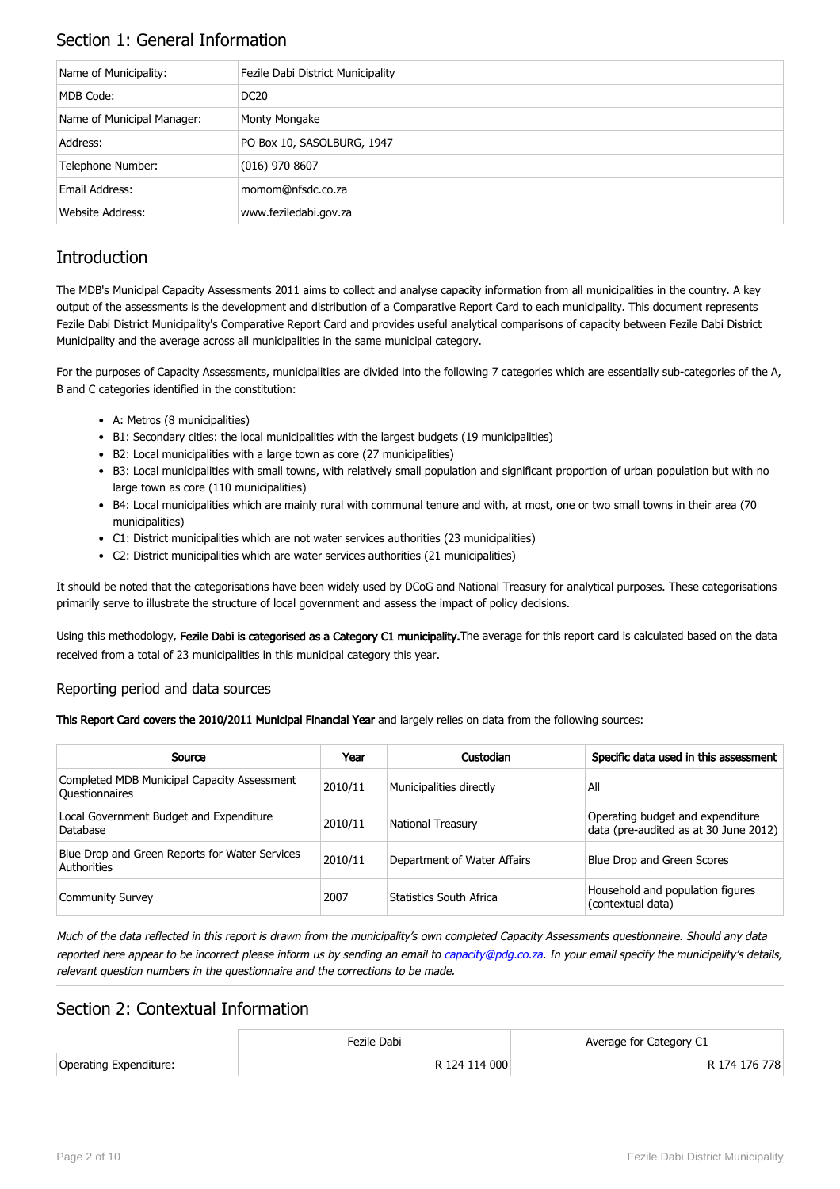## Section 1: General Information

| Name of Municipality: | Fezile Dabi District Municipality |
|---|---|
| MDB Code: | DC20 |
| Name of Municipal Manager: | Monty Mongake |
| Address: | PO Box 10, SASOLBURG, 1947 |
| Telephone Number: | (016) 970 8607 |
| Email Address: | momom@nfsdc.co.za |
| Website Address: | www.feziledabi.gov.za |

## Introduction

The MDB's Municipal Capacity Assessments 2011 aims to collect and analyse capacity information from all municipalities in the country. A key output of the assessments is the development and distribution of a Comparative Report Card to each municipality. This document represents Fezile Dabi District Municipality's Comparative Report Card and provides useful analytical comparisons of capacity between Fezile Dabi District Municipality and the average across all municipalities in the same municipal category.

For the purposes of Capacity Assessments, municipalities are divided into the following 7 categories which are essentially sub-categories of the A, B and C categories identified in the constitution:

- A: Metros (8 municipalities)
- B1: Secondary cities: the local municipalities with the largest budgets (19 municipalities)
- B2: Local municipalities with a large town as core (27 municipalities)
- B3: Local municipalities with small towns, with relatively small population and significant proportion of urban population but with no large town as core (110 municipalities)
- B4: Local municipalities which are mainly rural with communal tenure and with, at most, one or two small towns in their area (70 municipalities)
- C1: District municipalities which are not water services authorities (23 municipalities)
- C2: District municipalities which are water services authorities (21 municipalities)

It should be noted that the categorisations have been widely used by DCoG and National Treasury for analytical purposes. These categorisations primarily serve to illustrate the structure of local government and assess the impact of policy decisions.

Using this methodology, **Fezile Dabi is categorised as a Category C1 municipality.** The average for this report card is calculated based on the data received from a total of 23 municipalities in this municipal category this year.

### Reporting period and data sources

**This Report Card covers the 2010/2011 Municipal Financial Year** and largely relies on data from the following sources:

| Source | Year | Custodian | Specific data used in this assessment |
|---|---|---|---|
| Completed MDB Municipal Capacity Assessment Questionnaires | 2010/11 | Municipalities directly | All |
| Local Government Budget and Expenditure Database | 2010/11 | National Treasury | Operating budget and expenditure data (pre-audited as at 30 June 2012) |
| Blue Drop and Green Reports for Water Services Authorities | 2010/11 | Department of Water Affairs | Blue Drop and Green Scores |
| Community Survey | 2007 | Statistics South Africa | Household and population figures (contextual data) |

*Much of the data reflected in this report is drawn from the municipality's own completed Capacity Assessments questionnaire. Should any data reported here appear to be incorrect please inform us by sending an email to capacity@pdg.co.za. In your email specify the municipality's details, relevant question numbers in the questionnaire and the corrections to be made.*

## Section 2: Contextual Information

| | Fezile Dabi | Average for Category C1 |
|---|---|---|
| Operating Expenditure: | R 124 114 000 | R 174 176 778 |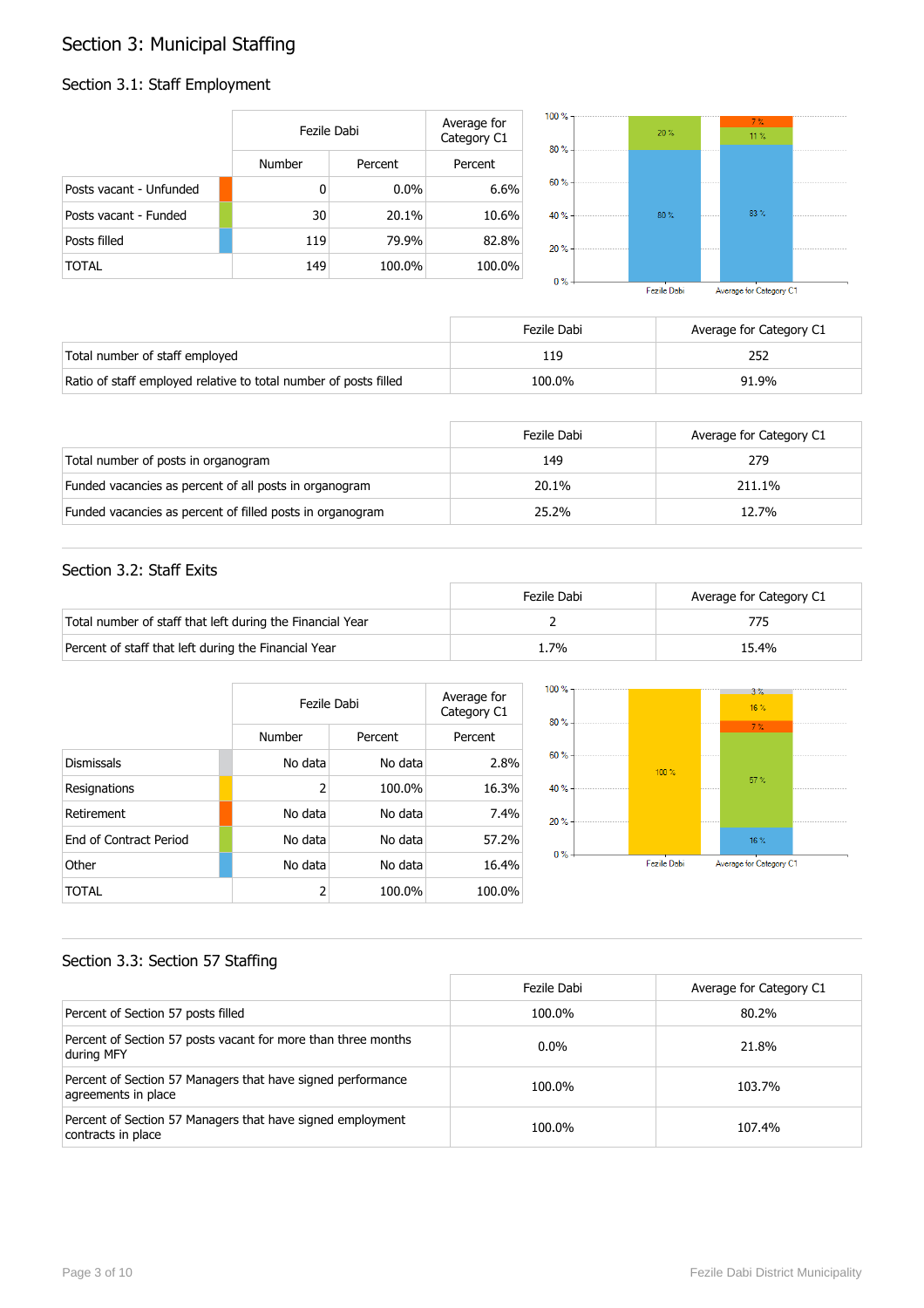# Section 3: Municipal Staffing

## Section 3.1: Staff Employment

| | Fezile Dabi | | Average for Category C1 |
|---|---|---|---|
| | Number | Percent | Percent |
| Posts vacant - Unfunded | 0 | 0.0% | 6.6% |
| Posts vacant - Funded | 30 | 20.1% | 10.6% |
| Posts filled | 119 | 79.9% | 82.8% |
| TOTAL | 149 | 100.0% | 100.0% |

| | Fezile Dabi | Average for Category C1 |
|---|---|---|
| Total number of staff employed | 119 | 252 |
| Ratio of staff employed relative to total number of posts filled | 100.0% | 91.9% |

| | Fezile Dabi | Average for Category C1 |
|---|---|---|
| Total number of posts in organogram | 149 | 279 |
| Funded vacancies as percent of all posts in organogram | 20.1% | 211.1% |
| Funded vacancies as percent of filled posts in organogram | 25.2% | 12.7% |

## Section 3.2: Staff Exits

| | Fezile Dabi | Average for Category C1 |
|---|---|---|
| Total number of staff that left during the Financial Year | 2 | 775 |
| Percent of staff that left during the Financial Year | 1.7% | 15.4% |

| | Fezile Dabi | | Average for Category C1 |
|---|---|---|---|
| | Number | Percent | Percent |
| Dismissals | No data | No data | 2.8% |
| Resignations | 2 | 100.0% | 16.3% |
| Retirement | No data | No data | 7.4% |
| End of Contract Period | No data | No data | 57.2% |
| Other | No data | No data | 16.4% |
| TOTAL | 2 | 100.0% | 100.0% |

## Section 3.3: Section 57 Staffing

| | Fezile Dabi | Average for Category C1 |
|---|---|---|
| Percent of Section 57 posts filled | 100.0% | 80.2% |
| Percent of Section 57 posts vacant for more than three months during MFY | 0.0% | 21.8% |
| Percent of Section 57 Managers that have signed performance agreements in place | 100.0% | 103.7% |
| Percent of Section 57 Managers that have signed employment contracts in place | 100.0% | 107.4% |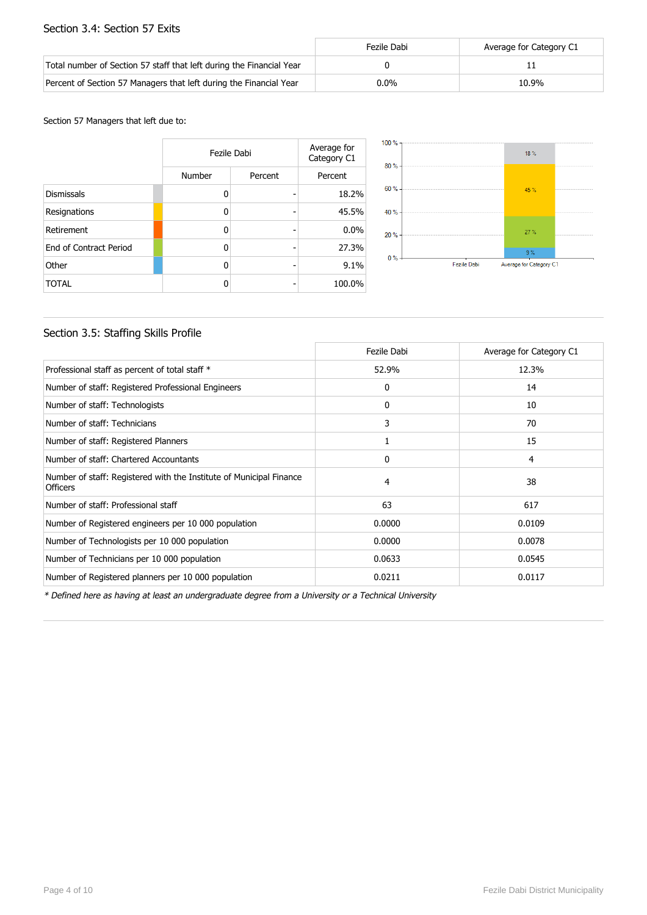## Section 3.4: Section 57 Exits

| | Fezile Dabi | Average for Category C1 |
|---|---|---|
| Total number of Section 57 staff that left during the Financial Year | 0 | 11 |
| Percent of Section 57 Managers that left during the Financial Year | 0.0% | 10.9% |

Section 57 Managers that left due to:

| | Fezile Dabi | | Average for Category C1 |
|---|---|---|---|
| | Number | Percent | Percent |
| Dismissals | 0 | - | 18.2% |
| Resignations | 0 | - | 45.5% |
| Retirement | 0 | - | 0.0% |
| End of Contract Period | 0 | - | 27.3% |
| Other | 0 | - | 9.1% |
| TOTAL | 0 | - | 100.0% |

## Section 3.5: Staffing Skills Profile

| | Fezile Dabi | Average for Category C1 |
|---|---|---|
| Professional staff as percent of total staff * | 52.9% | 12.3% |
| Number of staff: Registered Professional Engineers | 0 | 14 |
| Number of staff: Technologists | 0 | 10 |
| Number of staff: Technicians | 3 | 70 |
| Number of staff: Registered Planners | 1 | 15 |
| Number of staff: Chartered Accountants | 0 | 4 |
| Number of staff: Registered with the Institute of Municipal Finance Officers | 4 | 38 |
| Number of staff: Professional staff | 63 | 617 |
| Number of Registered engineers per 10 000 population | 0.0000 | 0.0109 |
| Number of Technologists per 10 000 population | 0.0000 | 0.0078 |
| Number of Technicians per 10 000 population | 0.0633 | 0.0545 |
| Number of Registered planners per 10 000 population | 0.0211 | 0.0117 |

*\* Defined here as having at least an undergraduate degree from a University or a Technical University*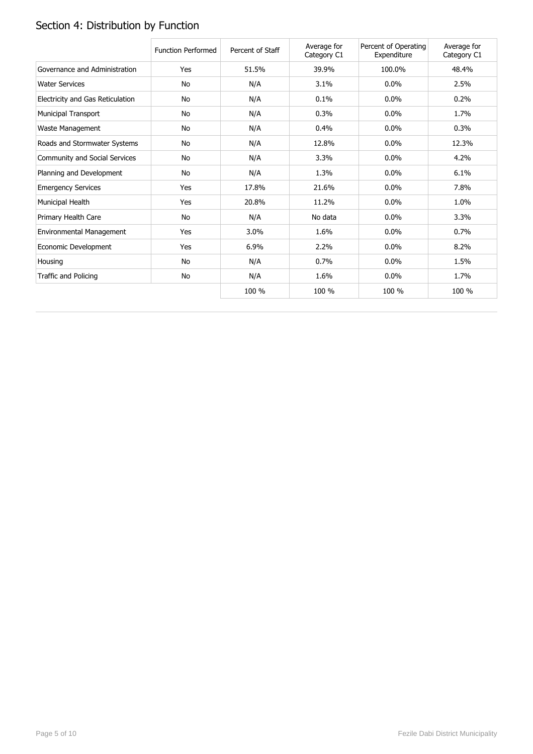## Section 4: Distribution by Function

| | Function Performed | Percent of Staff | Average for Category C1 | Percent of Operating Expenditure | Average for Category C1 |
|---|---|---|---|---|---|
| Governance and Administration | Yes | 51.5% | 39.9% | 100.0% | 48.4% |
| Water Services | No | N/A | 3.1% | 0.0% | 2.5% |
| Electricity and Gas Reticulation | No | N/A | 0.1% | 0.0% | 0.2% |
| Municipal Transport | No | N/A | 0.3% | 0.0% | 1.7% |
| Waste Management | No | N/A | 0.4% | 0.0% | 0.3% |
| Roads and Stormwater Systems | No | N/A | 12.8% | 0.0% | 12.3% |
| Community and Social Services | No | N/A | 3.3% | 0.0% | 4.2% |
| Planning and Development | No | N/A | 1.3% | 0.0% | 6.1% |
| Emergency Services | Yes | 17.8% | 21.6% | 0.0% | 7.8% |
| Municipal Health | Yes | 20.8% | 11.2% | 0.0% | 1.0% |
| Primary Health Care | No | N/A | No data | 0.0% | 3.3% |
| Environmental Management | Yes | 3.0% | 1.6% | 0.0% | 0.7% |
| Economic Development | Yes | 6.9% | 2.2% | 0.0% | 8.2% |
| Housing | No | N/A | 0.7% | 0.0% | 1.5% |
| Traffic and Policing | No | N/A | 1.6% | 0.0% | 1.7% |
| | | 100 % | 100 % | 100 % | 100 % |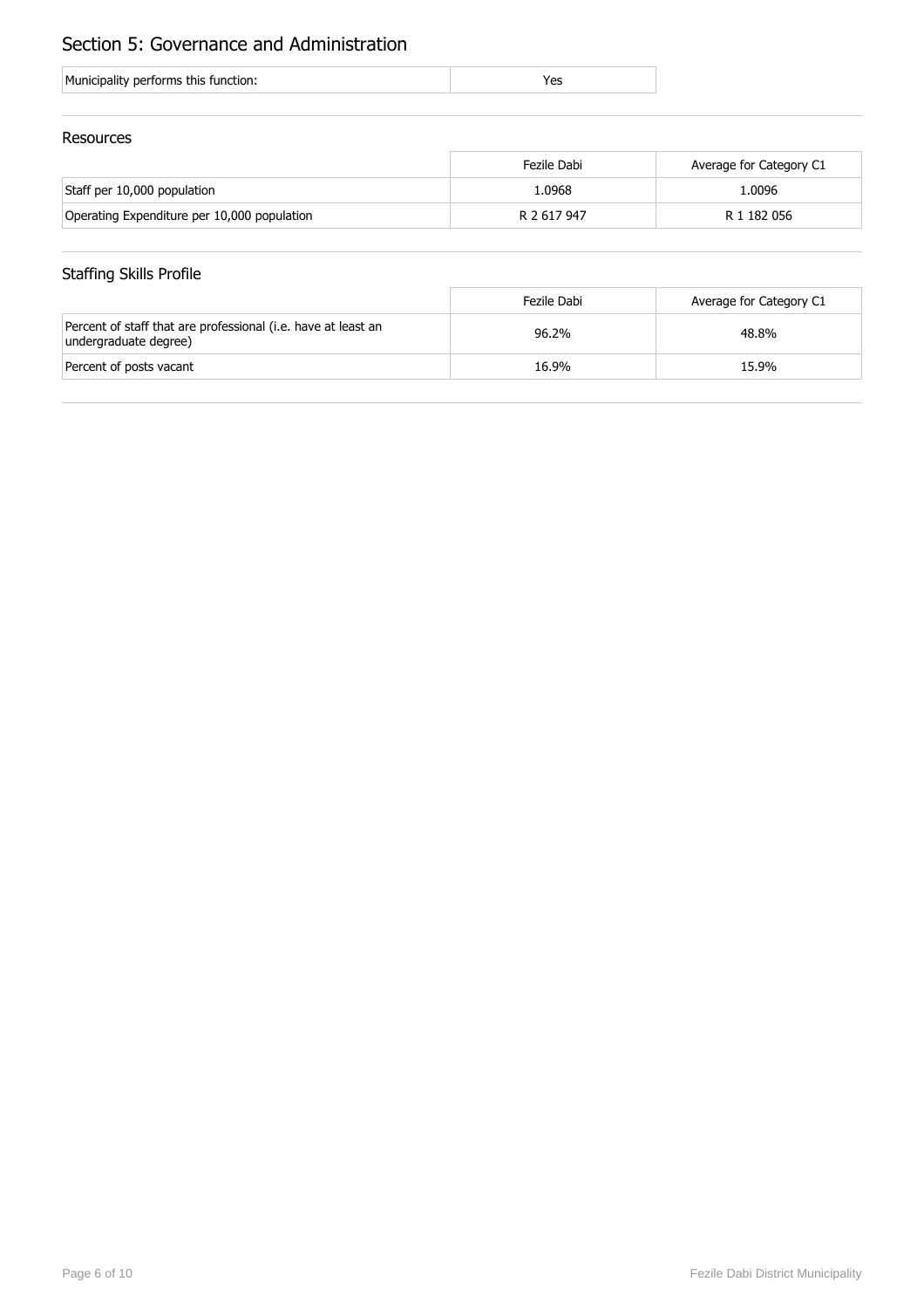## Section 5: Governance and Administration

| Municipality performs this function: | Yes |
| --- | --- |

### Resources

| | Fezile Dabi | Average for Category C1 |
| --- | --- | --- |
| Staff per 10,000 population | 1.0968 | 1.0096 |
| Operating Expenditure per 10,000 population | R 2 617 947 | R 1 182 056 |

### Staffing Skills Profile

| | Fezile Dabi | Average for Category C1 |
| --- | --- | --- |
| Percent of staff that are professional (i.e. have at least an undergraduate degree) | 96.2% | 48.8% |
| Percent of posts vacant | 16.9% | 15.9% |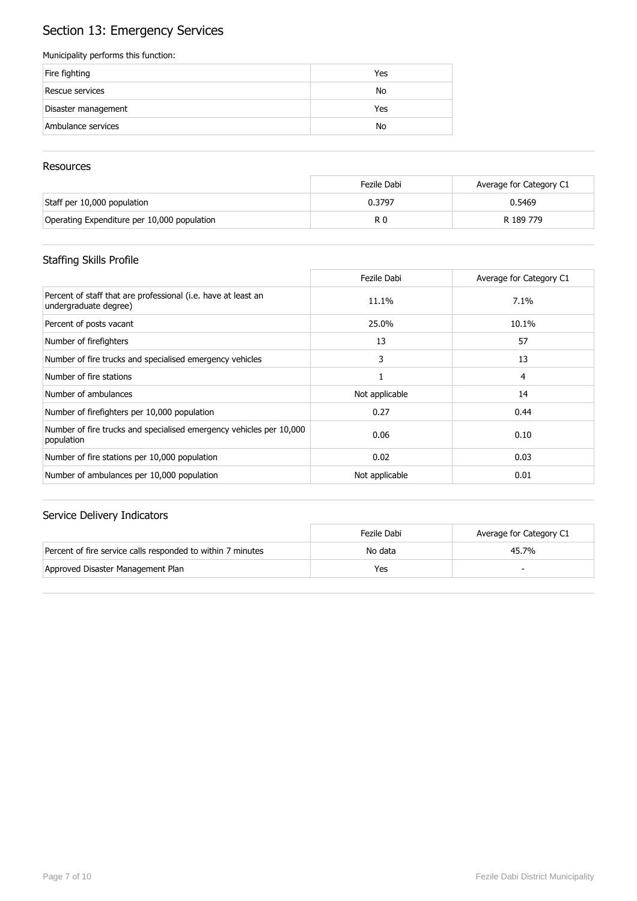# Section 13: Emergency Services

Municipality performs this function:

| | |
|---|---|
| Fire fighting | Yes |
| Rescue services | No |
| Disaster management | Yes |
| Ambulance services | No |

## Resources

| | Fezile Dabi | Average for Category C1 |
|---|---|---|
| Staff per 10,000 population | 0.3797 | 0.5469 |
| Operating Expenditure per 10,000 population | R 0 | R 189 779 |

## Staffing Skills Profile

| | Fezile Dabi | Average for Category C1 |
|---|---|---|
| Percent of staff that are professional (i.e. have at least an undergraduate degree) | 11.1% | 7.1% |
| Percent of posts vacant | 25.0% | 10.1% |
| Number of firefighters | 13 | 57 |
| Number of fire trucks and specialised emergency vehicles | 3 | 13 |
| Number of fire stations | 1 | 4 |
| Number of ambulances | Not applicable | 14 |
| Number of firefighters per 10,000 population | 0.27 | 0.44 |
| Number of fire trucks and specialised emergency vehicles per 10,000 population | 0.06 | 0.10 |
| Number of fire stations per 10,000 population | 0.02 | 0.03 |
| Number of ambulances per 10,000 population | Not applicable | 0.01 |

## Service Delivery Indicators

| | Fezile Dabi | Average for Category C1 |
|---|---|---|
| Percent of fire service calls responded to within 7 minutes | No data | 45.7% |
| Approved Disaster Management Plan | Yes | - |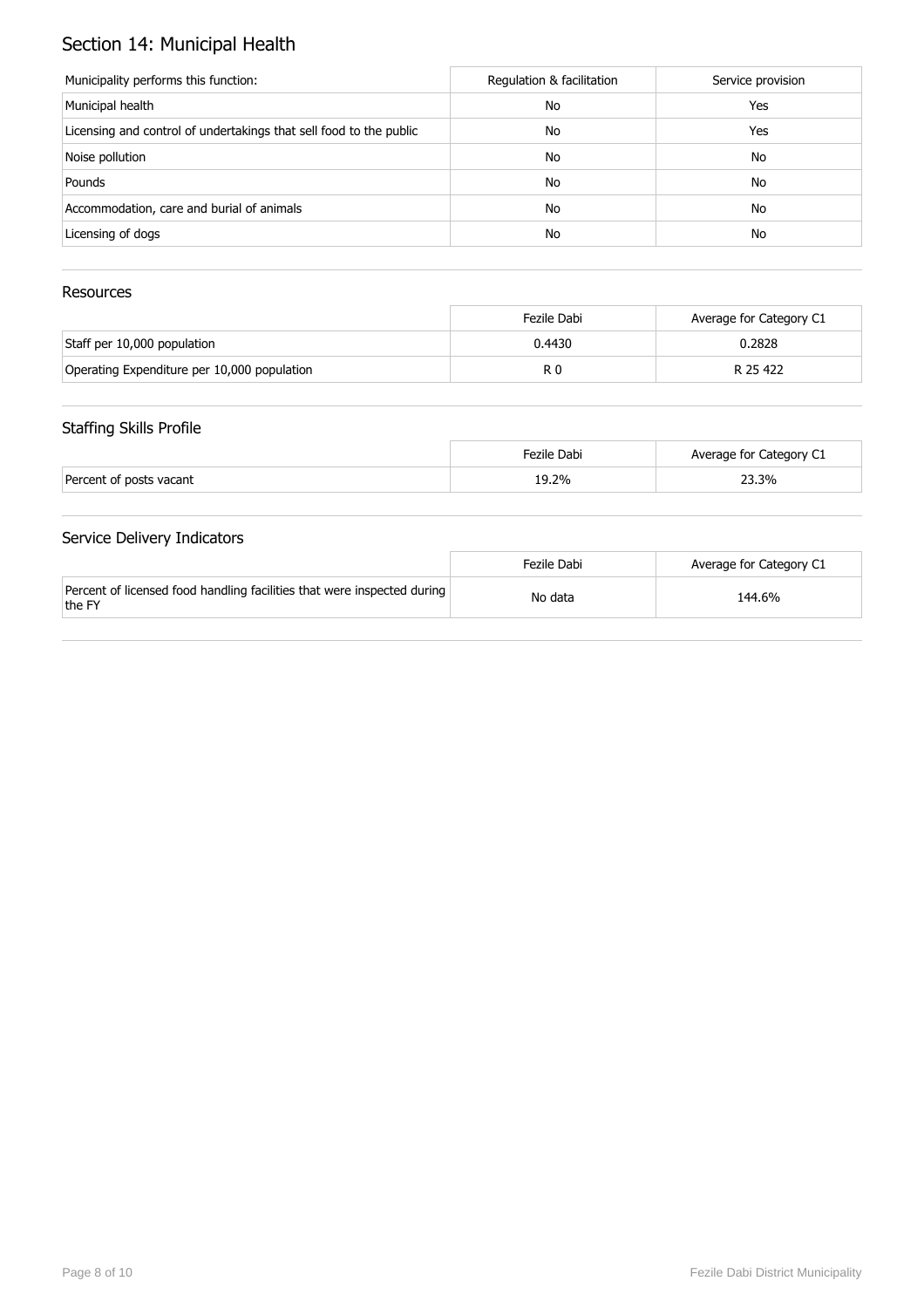# Section 14: Municipal Health

| Municipality performs this function: | Regulation & facilitation | Service provision |
|---|---|---|
| Municipal health | No | Yes |
| Licensing and control of undertakings that sell food to the public | No | Yes |
| Noise pollution | No | No |
| Pounds | No | No |
| Accommodation, care and burial of animals | No | No |
| Licensing of dogs | No | No |

## Resources

| | Fezile Dabi | Average for Category C1 |
|---|---|---|
| Staff per 10,000 population | 0.4430 | 0.2828 |
| Operating Expenditure per 10,000 population | R 0 | R 25 422 |

## Staffing Skills Profile

| | Fezile Dabi | Average for Category C1 |
|---|---|---|
| Percent of posts vacant | 19.2% | 23.3% |

## Service Delivery Indicators

| | Fezile Dabi | Average for Category C1 |
|---|---|---|
| Percent of licensed food handling facilities that were inspected during the FY | No data | 144.6% |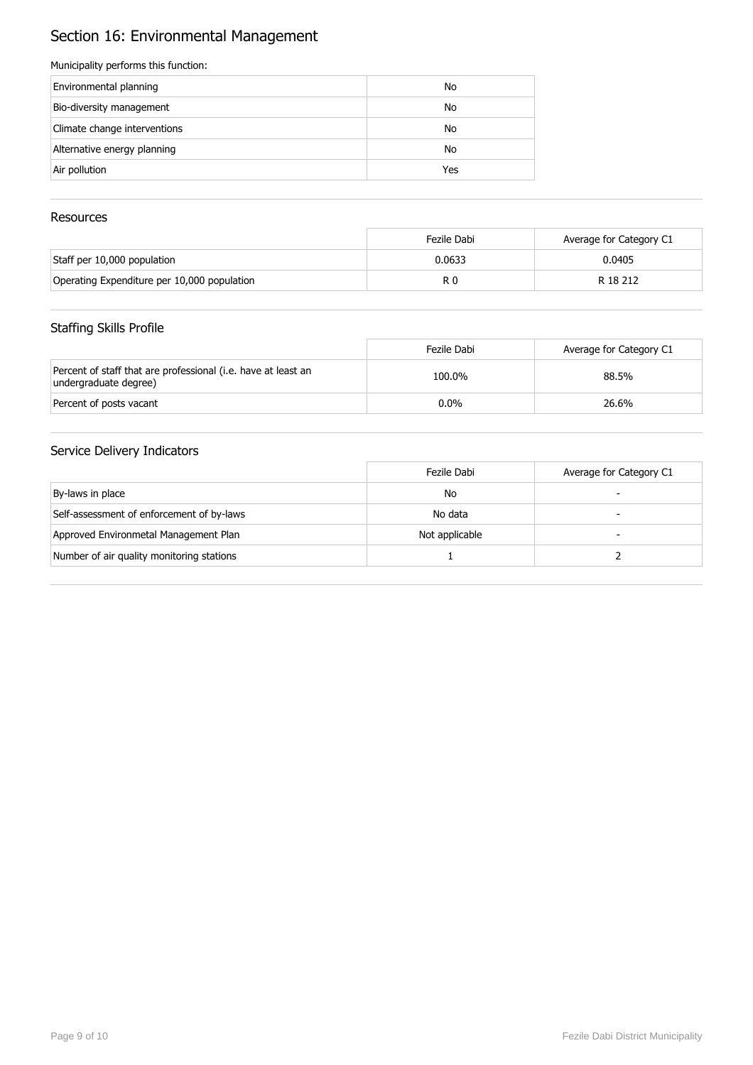# Section 16: Environmental Management

Municipality performs this function:

| | |
|---|---|
| Environmental planning | No |
| Bio-diversity management | No |
| Climate change interventions | No |
| Alternative energy planning | No |
| Air pollution | Yes |

## Resources

| | Fezile Dabi | Average for Category C1 |
|---|---|---|
| Staff per 10,000 population | 0.0633 | 0.0405 |
| Operating Expenditure per 10,000 population | R 0 | R 18 212 |

## Staffing Skills Profile

| | Fezile Dabi | Average for Category C1 |
|---|---|---|
| Percent of staff that are professional (i.e. have at least an undergraduate degree) | 100.0% | 88.5% |
| Percent of posts vacant | 0.0% | 26.6% |

## Service Delivery Indicators

| | Fezile Dabi | Average for Category C1 |
|---|---|---|
| By-laws in place | No | - |
| Self-assessment of enforcement of by-laws | No data | - |
| Approved Environmetal Management Plan | Not applicable | - |
| Number of air quality monitoring stations | 1 | 2 |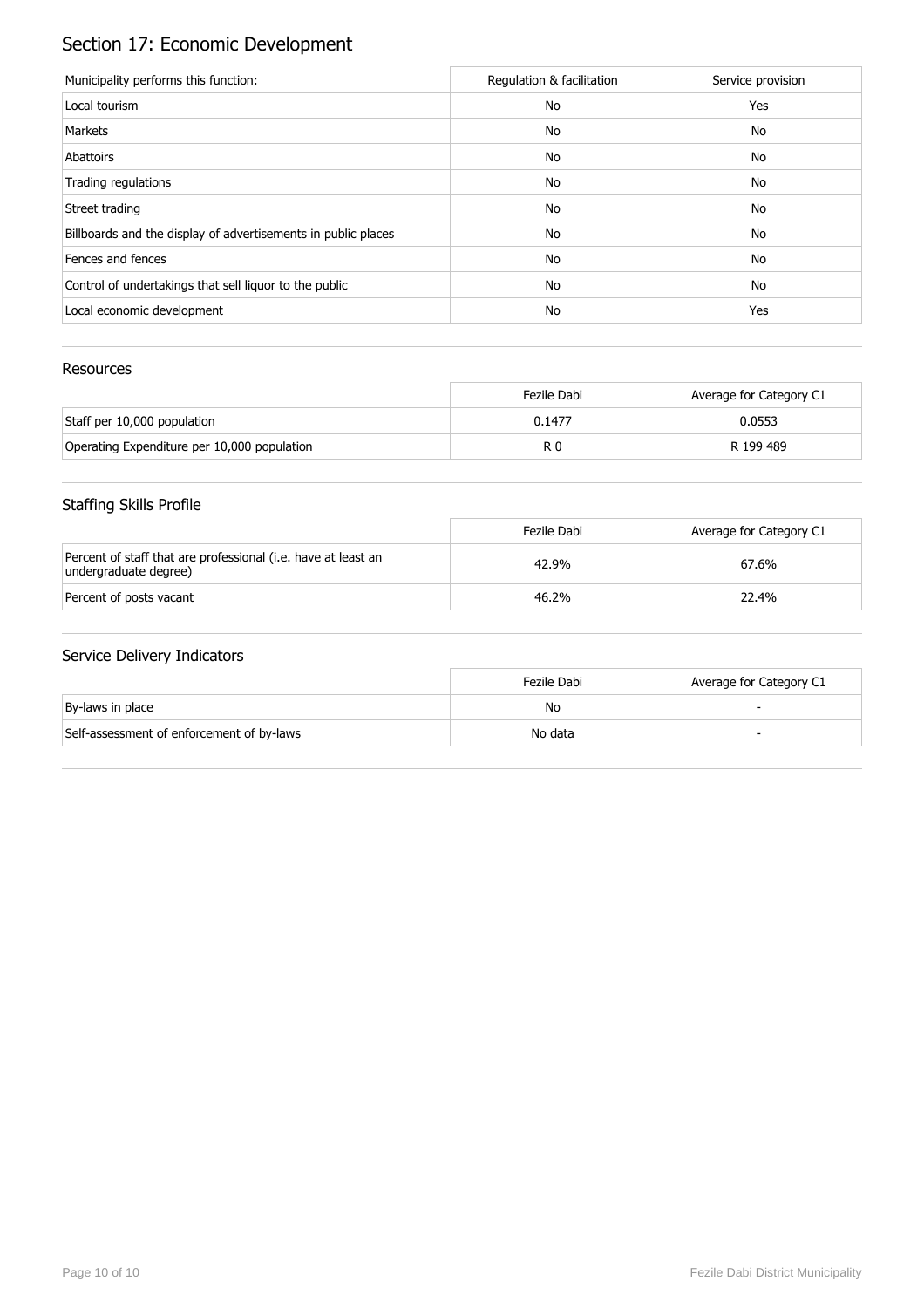# Section 17: Economic Development

| Municipality performs this function: | Regulation & facilitation | Service provision |
|---|---|---|
| Local tourism | No | Yes |
| Markets | No | No |
| Abattoirs | No | No |
| Trading regulations | No | No |
| Street trading | No | No |
| Billboards and the display of advertisements in public places | No | No |
| Fences and fences | No | No |
| Control of undertakings that sell liquor to the public | No | No |
| Local economic development | No | Yes |

## Resources

| | Fezile Dabi | Average for Category C1 |
|---|---|---|
| Staff per 10,000 population | 0.1477 | 0.0553 |
| Operating Expenditure per 10,000 population | R 0 | R 199 489 |

## Staffing Skills Profile

| | Fezile Dabi | Average for Category C1 |
|---|---|---|
| Percent of staff that are professional (i.e. have at least an undergraduate degree) | 42.9% | 67.6% |
| Percent of posts vacant | 46.2% | 22.4% |

## Service Delivery Indicators

| | Fezile Dabi | Average for Category C1 |
|---|---|---|
| By-laws in place | No | - |
| Self-assessment of enforcement of by-laws | No data | - |